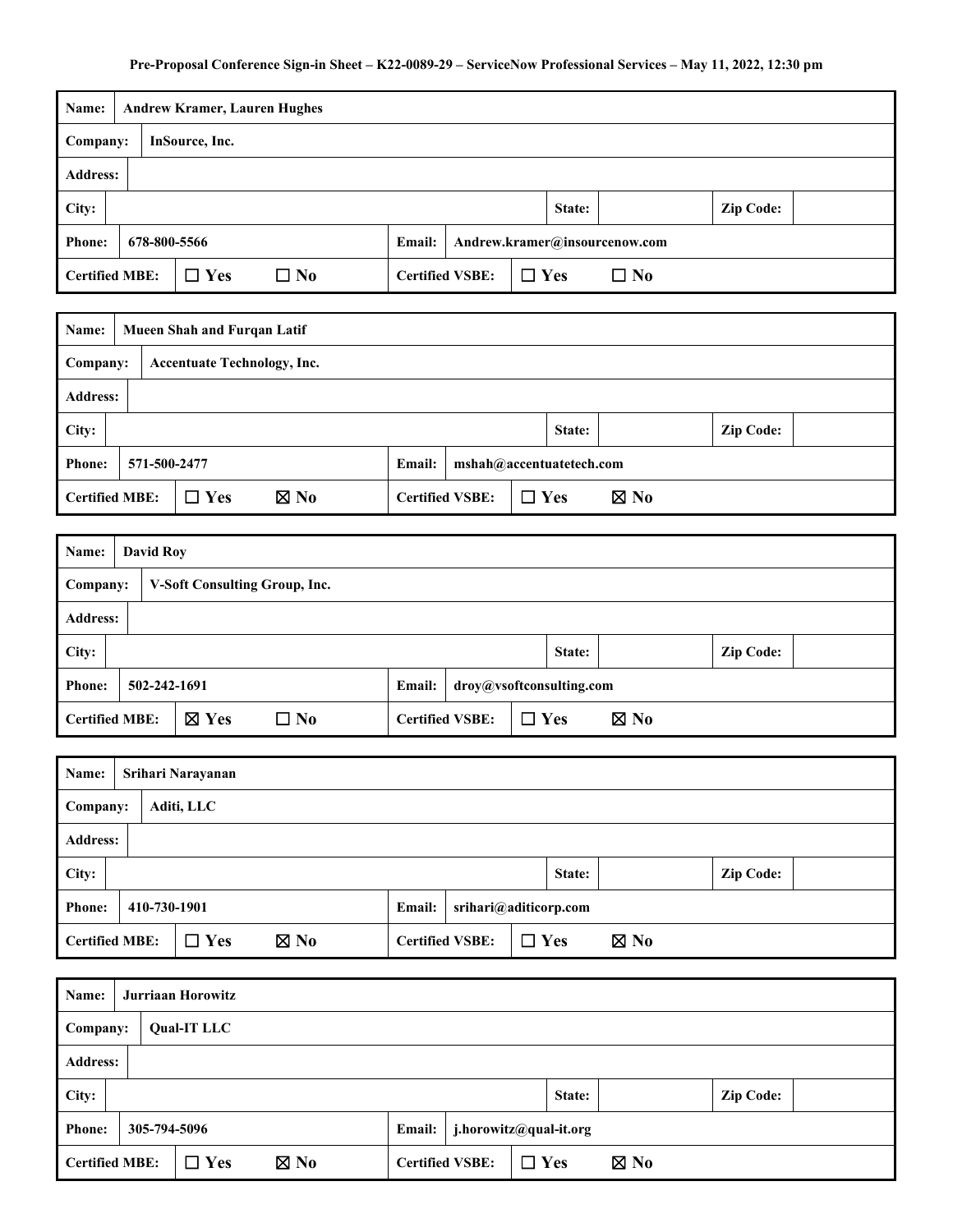**Pre-Proposal Conference Sign-in Sheet – K22-0089-29 – ServiceNow Professional Services – May 11, 2022, 12:30 pm**

| **Name:** | **Andrew Kramer, Lauren Hughes** | | | | |
|---|---|---|---|---|---|
| **Company:** | **InSource, Inc.** | | | | |
| **Address:** | | | | | |
| **City:** | | **State:** | | **Zip Code:** | |
| **Phone:** | **678-800-5566** | **Email:** | **Andrew.kramer@insourcenow.com** | | |
| **Certified MBE:** | ☐ **Yes** ☐ **No** | **Certified VSBE:** | ☐ **Yes** ☐ **No** | | |

| **Name:** | **Mueen Shah and Furqan Latif** | | | | |
|---|---|---|---|---|---|
| **Company:** | **Accentuate Technology, Inc.** | | | | |
| **Address:** | | | | | |
| **City:** | | **State:** | | **Zip Code:** | |
| **Phone:** | **571-500-2477** | **Email:** | **mshah@accentuatetech.com** | | |
| **Certified MBE:** | ☐ **Yes** ☒ **No** | **Certified VSBE:** | ☐ **Yes** ☒ **No** | | |

| **Name:** | **David Roy** | | | | |
|---|---|---|---|---|---|
| **Company:** | **V-Soft Consulting Group, Inc.** | | | | |
| **Address:** | | | | | |
| **City:** | | **State:** | | **Zip Code:** | |
| **Phone:** | **502-242-1691** | **Email:** | **droy@vsoftconsulting.com** | | |
| **Certified MBE:** | ☒ **Yes** ☐ **No** | **Certified VSBE:** | ☐ **Yes** ☒ **No** | | |

| **Name:** | **Srihari Narayanan** | | | | |
|---|---|---|---|---|---|
| **Company:** | **Aditi, LLC** | | | | |
| **Address:** | | | | | |
| **City:** | | **State:** | | **Zip Code:** | |
| **Phone:** | **410-730-1901** | **Email:** | **srihari@aditicorp.com** | | |
| **Certified MBE:** | ☐ **Yes** ☒ **No** | **Certified VSBE:** | ☐ **Yes** ☒ **No** | | |

| **Name:** | **Jurriaan Horowitz** | | | | |
|---|---|---|---|---|---|
| **Company:** | **Qual-IT LLC** | | | | |
| **Address:** | | | | | |
| **City:** | | **State:** | | **Zip Code:** | |
| **Phone:** | **305-794-5096** | **Email:** | **j.horowitz@qual-it.org** | | |
| **Certified MBE:** | ☐ **Yes** ☒ **No** | **Certified VSBE:** | ☐ **Yes** ☒ **No** | | |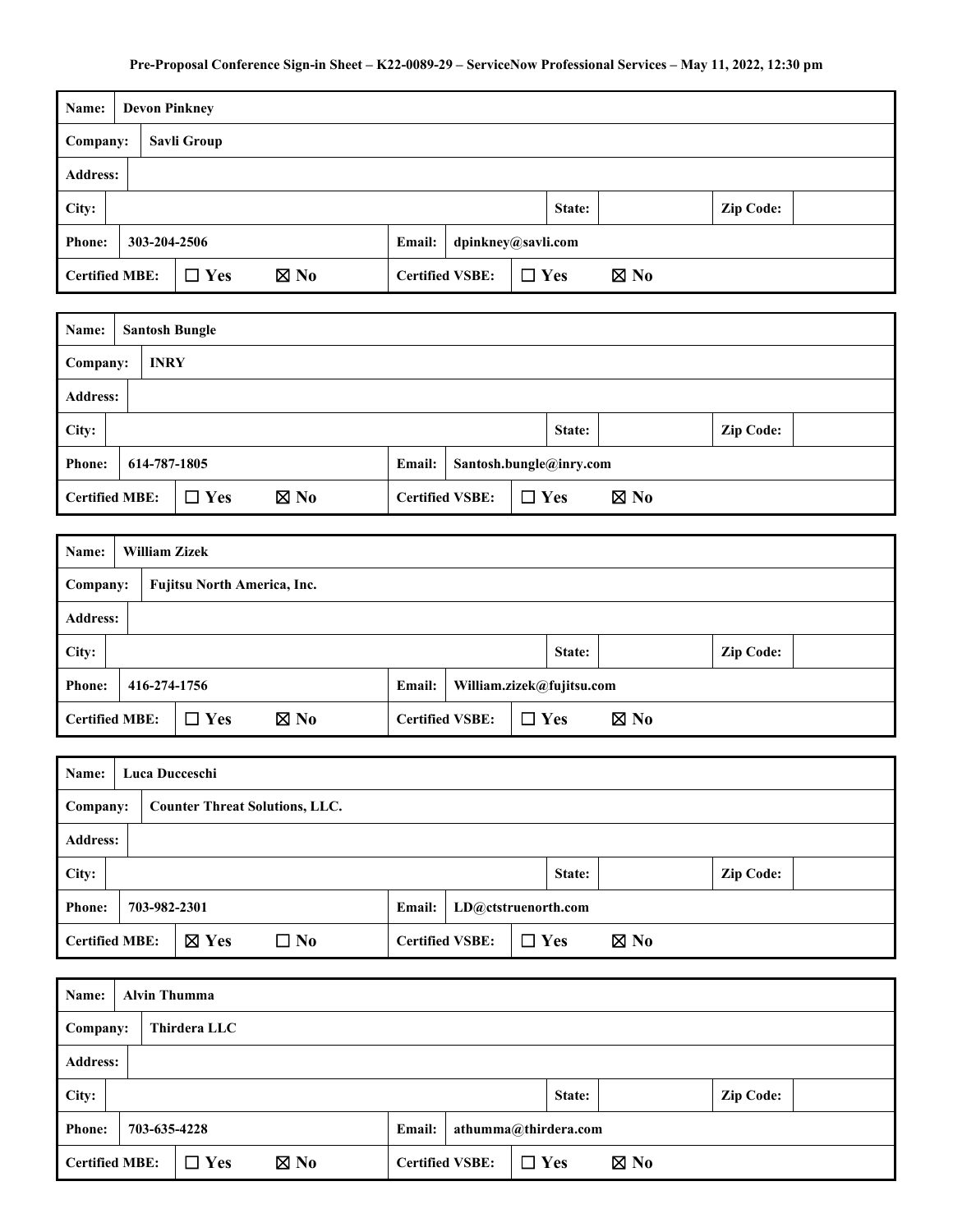**Pre-Proposal Conference Sign-in Sheet – K22-0089-29 – ServiceNow Professional Services – May 11, 2022, 12:30 pm**

| | | | |
|---|---|---|---|
| **Name:** | **Devon Pinkney** | | |
| **Company:** | **Savli Group** | | |
| **Address:** | | | |
| **City:** | | **State:** | **Zip Code:** |
| **Phone:** | 303-204-2506 | **Email:** | dpinkney@savli.com |
| **Certified MBE:** | ☐ Yes ☒ No | **Certified VSBE:** | ☐ Yes ☒ No |

| | | | |
|---|---|---|---|
| **Name:** | **Santosh Bungle** | | |
| **Company:** | **INRY** | | |
| **Address:** | | | |
| **City:** | | **State:** | **Zip Code:** |
| **Phone:** | 614-787-1805 | **Email:** | Santosh.bungle@inry.com |
| **Certified MBE:** | ☐ Yes ☒ No | **Certified VSBE:** | ☐ Yes ☒ No |

| | | | |
|---|---|---|---|
| **Name:** | **William Zizek** | | |
| **Company:** | **Fujitsu North America, Inc.** | | |
| **Address:** | | | |
| **City:** | | **State:** | **Zip Code:** |
| **Phone:** | 416-274-1756 | **Email:** | William.zizek@fujitsu.com |
| **Certified MBE:** | ☐ Yes ☒ No | **Certified VSBE:** | ☐ Yes ☒ No |

| | | | |
|---|---|---|---|
| **Name:** | **Luca Ducceschi** | | |
| **Company:** | **Counter Threat Solutions, LLC.** | | |
| **Address:** | | | |
| **City:** | | **State:** | **Zip Code:** |
| **Phone:** | 703-982-2301 | **Email:** | LD@ctstruenorth.com |
| **Certified MBE:** | ☒ Yes ☐ No | **Certified VSBE:** | ☐ Yes ☒ No |

| | | | |
|---|---|---|---|
| **Name:** | **Alvin Thumma** | | |
| **Company:** | **Thirdera LLC** | | |
| **Address:** | | | |
| **City:** | | **State:** | **Zip Code:** |
| **Phone:** | 703-635-4228 | **Email:** | athumma@thirdera.com |
| **Certified MBE:** | ☐ Yes ☒ No | **Certified VSBE:** | ☐ Yes ☒ No |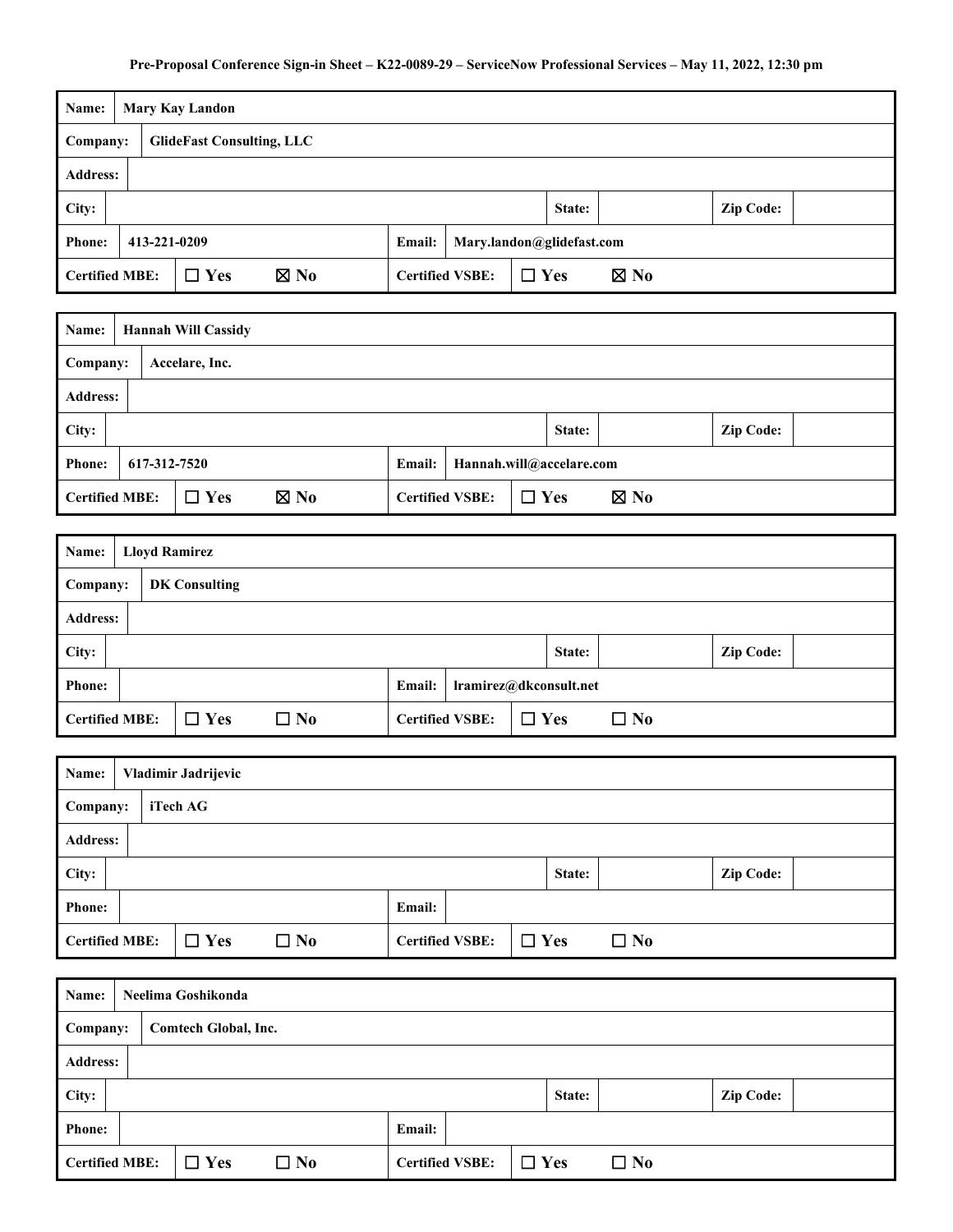**Pre-Proposal Conference Sign-in Sheet – K22-0089-29 – ServiceNow Professional Services – May 11, 2022, 12:30 pm**

| | | | | | |
|---|---|---|---|---|---|
| **Name:** | Mary Kay Landon | | | | |
| **Company:** | GlideFast Consulting, LLC | | | | |
| **Address:** | | | | | |
| **City:** | | **State:** | | **Zip Code:** | |
| **Phone:** | 413-221-0209 | **Email:** | Mary.landon@glidefast.com | | |
| **Certified MBE:** | ☐ Yes ☒ No | **Certified VSBE:** | ☐ Yes ☒ No | | |

| | | | | | |
|---|---|---|---|---|---|
| **Name:** | Hannah Will Cassidy | | | | |
| **Company:** | Accelare, Inc. | | | | |
| **Address:** | | | | | |
| **City:** | | **State:** | | **Zip Code:** | |
| **Phone:** | 617-312-7520 | **Email:** | Hannah.will@accelare.com | | |
| **Certified MBE:** | ☐ Yes ☒ No | **Certified VSBE:** | ☐ Yes ☒ No | | |

| | | | | | |
|---|---|---|---|---|---|
| **Name:** | Lloyd Ramirez | | | | |
| **Company:** | DK Consulting | | | | |
| **Address:** | | | | | |
| **City:** | | **State:** | | **Zip Code:** | |
| **Phone:** | | **Email:** | lramirez@dkconsult.net | | |
| **Certified MBE:** | ☐ Yes ☐ No | **Certified VSBE:** | ☐ Yes ☐ No | | |

| | | | | | |
|---|---|---|---|---|---|
| **Name:** | Vladimir Jadrijevic | | | | |
| **Company:** | iTech AG | | | | |
| **Address:** | | | | | |
| **City:** | | **State:** | | **Zip Code:** | |
| **Phone:** | | **Email:** | | | |
| **Certified MBE:** | ☐ Yes ☐ No | **Certified VSBE:** | ☐ Yes ☐ No | | |

| | | | | | |
|---|---|---|---|---|---|
| **Name:** | Neelima Goshikonda | | | | |
| **Company:** | Comtech Global, Inc. | | | | |
| **Address:** | | | | | |
| **City:** | | **State:** | | **Zip Code:** | |
| **Phone:** | | **Email:** | | | |
| **Certified MBE:** | ☐ Yes ☐ No | **Certified VSBE:** | ☐ Yes ☐ No | | |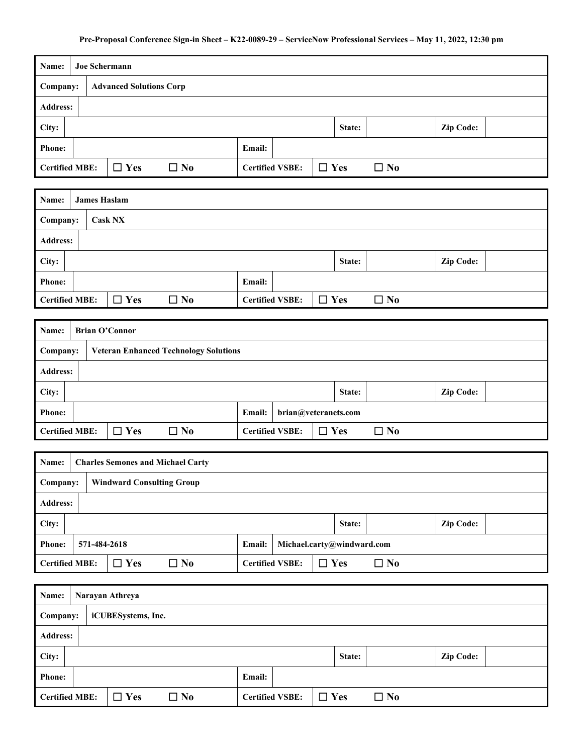**Pre-Proposal Conference Sign-in Sheet – K22-0089-29 – ServiceNow Professional Services – May 11, 2022, 12:30 pm**

| | | | | | |
|---|---|---|---|---|---|
| **Name:** | Joe Schermann | | | | |
| **Company:** | Advanced Solutions Corp | | | | |
| **Address:** | | | | | |
| **City:** | | **State:** | | **Zip Code:** | |
| **Phone:** | | **Email:** | | | |
| **Certified MBE:** | ☐ Yes ☐ No | **Certified VSBE:** | ☐ Yes ☐ No | | |

| | | | | | |
|---|---|---|---|---|---|
| **Name:** | James Haslam | | | | |
| **Company:** | Cask NX | | | | |
| **Address:** | | | | | |
| **City:** | | **State:** | | **Zip Code:** | |
| **Phone:** | | **Email:** | | | |
| **Certified MBE:** | ☐ Yes ☐ No | **Certified VSBE:** | ☐ Yes ☐ No | | |

| | | | | | |
|---|---|---|---|---|---|
| **Name:** | Brian O'Connor | | | | |
| **Company:** | Veteran Enhanced Technology Solutions | | | | |
| **Address:** | | | | | |
| **City:** | | **State:** | | **Zip Code:** | |
| **Phone:** | | **Email:** | brian@veteranets.com | | |
| **Certified MBE:** | ☐ Yes ☐ No | **Certified VSBE:** | ☐ Yes ☐ No | | |

| | | | | | |
|---|---|---|---|---|---|
| **Name:** | Charles Semones and Michael Carty | | | | |
| **Company:** | Windward Consulting Group | | | | |
| **Address:** | | | | | |
| **City:** | | **State:** | | **Zip Code:** | |
| **Phone:** | 571-484-2618 | **Email:** | Michael.carty@windward.com | | |
| **Certified MBE:** | ☐ Yes ☐ No | **Certified VSBE:** | ☐ Yes ☐ No | | |

| | | | | | |
|---|---|---|---|---|---|
| **Name:** | Narayan Athreya | | | | |
| **Company:** | iCUBESystems, Inc. | | | | |
| **Address:** | | | | | |
| **City:** | | **State:** | | **Zip Code:** | |
| **Phone:** | | **Email:** | | | |
| **Certified MBE:** | ☐ Yes ☐ No | **Certified VSBE:** | ☐ Yes ☐ No | | |